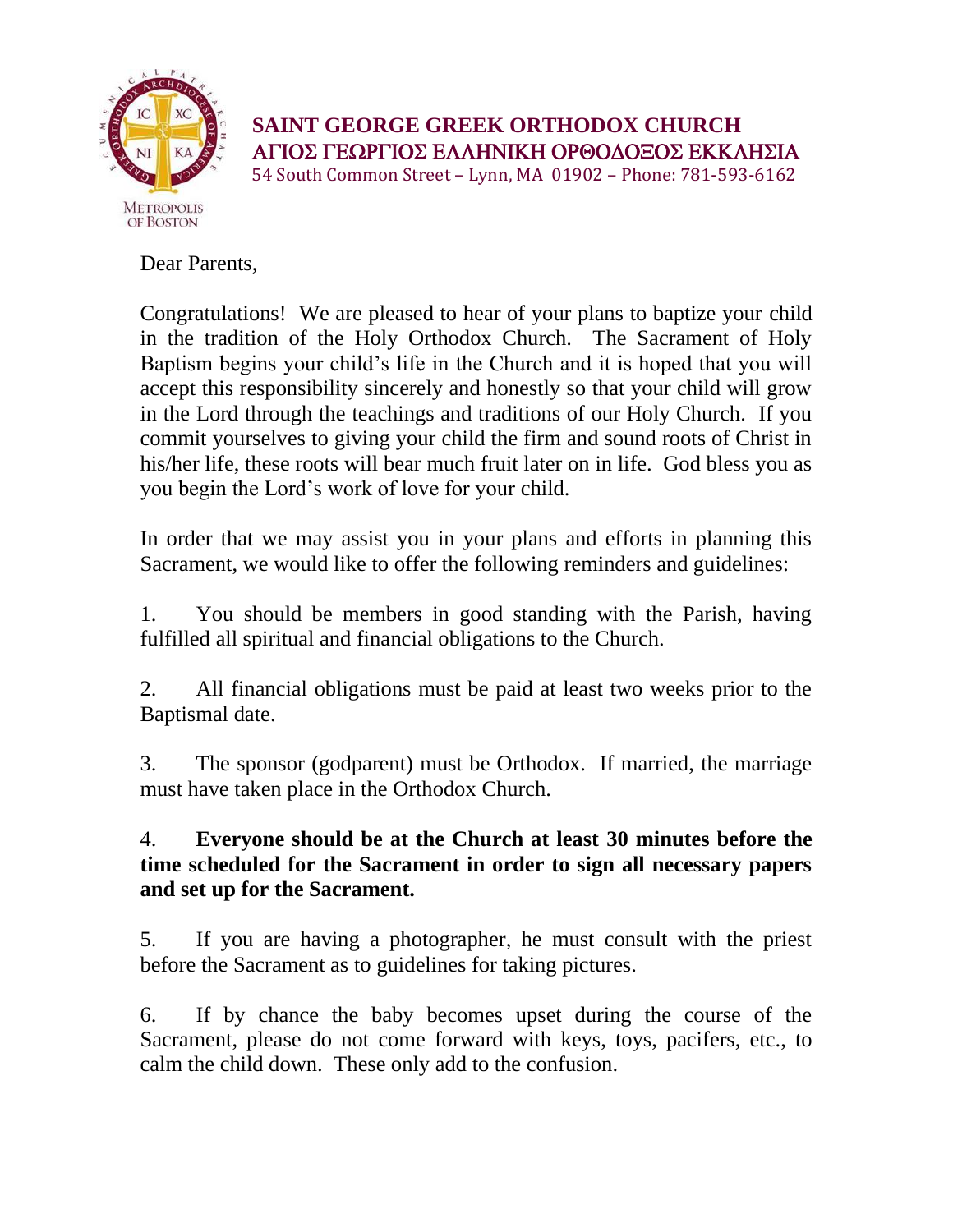# SAINT GEORGE GREEK ORTHODOX CHURCH

# ΑΓΙΟΣ ΓΕΩΡΓΙΟΣ ΕΛΛΗΝΙΚΗ ΟΡΘΟΔΟΞΟΣ ΕΚΚΛΗΣΙΑ

54 South Common Street – Lynn, MA 01902 – Phone: 781-593-6162

Metropolis of Boston

Dear Parents,

Congratulations! We are pleased to hear of your plans to baptize your child in the tradition of the Holy Orthodox Church. The Sacrament of Holy Baptism begins your child's life in the Church and it is hoped that you will accept this responsibility sincerely and honestly so that your child will grow in the Lord through the teachings and traditions of our Holy Church. If you commit yourselves to giving your child the firm and sound roots of Christ in his/her life, these roots will bear much fruit later on in life. God bless you as you begin the Lord's work of love for your child.

In order that we may assist you in your plans and efforts in planning this Sacrament, we would like to offer the following reminders and guidelines:

1. You should be members in good standing with the Parish, having fulfilled all spiritual and financial obligations to the Church.

2. All financial obligations must be paid at least two weeks prior to the Baptismal date.

3. The sponsor (godparent) must be Orthodox. If married, the marriage must have taken place in the Orthodox Church.

4. **Everyone should be at the Church at least 30 minutes before the time scheduled for the Sacrament in order to sign all necessary papers and set up for the Sacrament.**

5. If you are having a photographer, he must consult with the priest before the Sacrament as to guidelines for taking pictures.

6. If by chance the baby becomes upset during the course of the Sacrament, please do not come forward with keys, toys, pacifers, etc., to calm the child down. These only add to the confusion.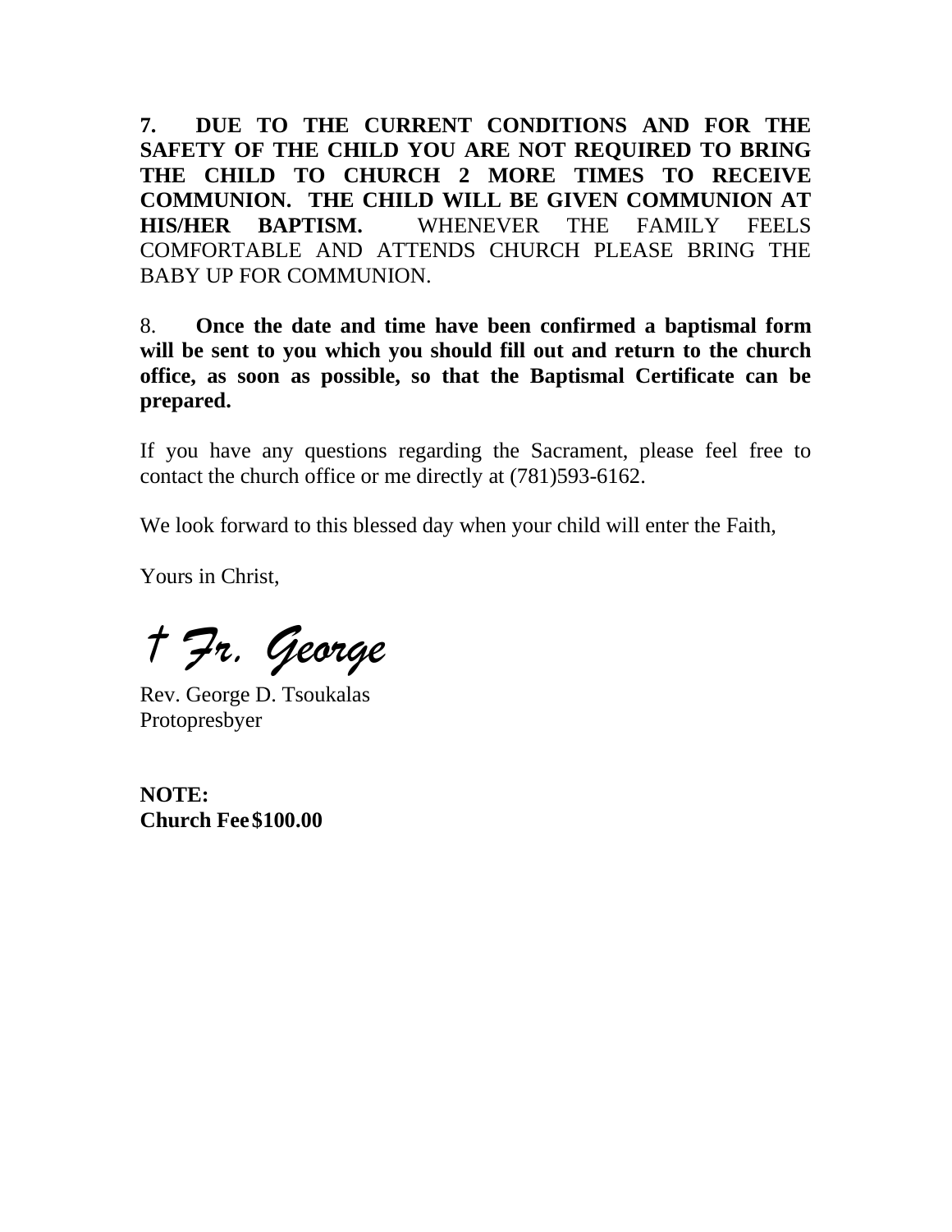**7. DUE TO THE CURRENT CONDITIONS AND FOR THE SAFETY OF THE CHILD YOU ARE NOT REQUIRED TO BRING THE CHILD TO CHURCH 2 MORE TIMES TO RECEIVE COMMUNION. THE CHILD WILL BE GIVEN COMMUNION AT HIS/HER BAPTISM.** WHENEVER THE FAMILY FEELS COMFORTABLE AND ATTENDS CHURCH PLEASE BRING THE BABY UP FOR COMMUNION.

8. **Once the date and time have been confirmed a baptismal form will be sent to you which you should fill out and return to the church office, as soon as possible, so that the Baptismal Certificate can be prepared.**

If you have any questions regarding the Sacrament, please feel free to contact the church office or me directly at (781)593-6162.

We look forward to this blessed day when your child will enter the Faith,

Yours in Christ,

*† Fr. George*

Rev. George D. Tsoukalas
Protopresbyer

**NOTE:**
**Church Fee $100.00**